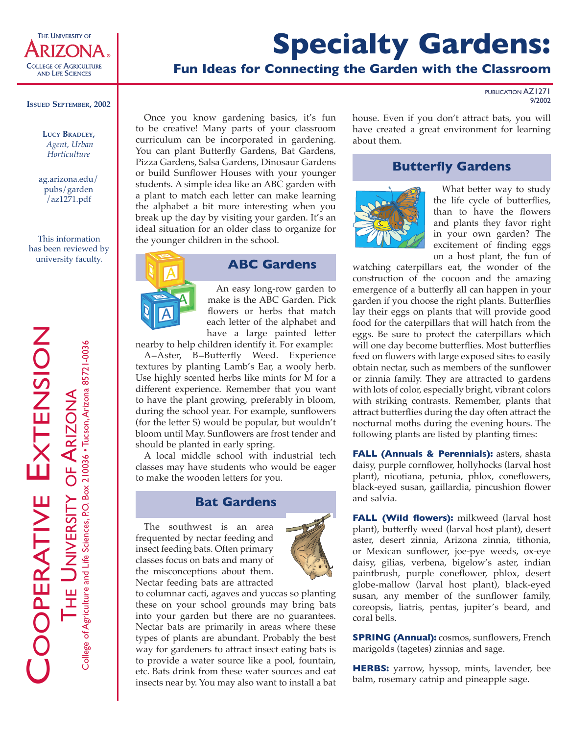The University of Arizona
College of Agriculture and Life Sciences

# Specialty Gardens:

## Fun Ideas for Connecting the Garden with the Classroom

Publication AZ1271
9/2002

**Issued September, 2002**

**Lucy Bradley,**
*Agent, Urban Horticulture*

ag.arizona.edu/pubs/garden/az1271.pdf

This information has been reviewed by university faculty.

Cooperative Extension
The University of Arizona
College of Agriculture and Life Sciences, P.O. Box 210036 • Tucson, Arizona 85721-0036

Once you know gardening basics, it's fun to be creative! Many parts of your classroom curriculum can be incorporated in gardening. You can plant Butterfly Gardens, Bat Gardens, Pizza Gardens, Salsa Gardens, Dinosaur Gardens or build Sunflower Houses with your younger students. A simple idea like an ABC garden with a plant to match each letter can make learning the alphabet a bit more interesting when you break up the day by visiting your garden. It's an ideal situation for an older class to organize for the younger children in the school.

### ABC Gardens

An easy long-row garden to make is the ABC Garden. Pick flowers or herbs that match each letter of the alphabet and have a large painted letter nearby to help children identify it. For example: A=Aster, B=Butterfly Weed. Experience textures by planting Lamb's Ear, a wooly herb. Use highly scented herbs like mints for M for a different experience. Remember that you want to have the plant growing, preferably in bloom, during the school year. For example, sunflowers (for the letter S) would be popular, but wouldn't bloom until May. Sunflowers are frost tender and should be planted in early spring.

A local middle school with industrial tech classes may have students who would be eager to make the wooden letters for you.

### Bat Gardens

The southwest is an area frequented by nectar feeding and insect feeding bats. Often primary classes focus on bats and many of the misconceptions about them. Nectar feeding bats are attracted to columnar cacti, agaves and yuccas so planting these on your school grounds may bring bats into your garden but there are no guarantees. Nectar bats are primarily in areas where these types of plants are abundant. Probably the best way for gardeners to attract insect eating bats is to provide a water source like a pool, fountain, etc. Bats drink from these water sources and eat insects near by. You may also want to install a bat house. Even if you don't attract bats, you will have created a great environment for learning about them.

### Butterfly Gardens

What better way to study the life cycle of butterflies, than to have the flowers and plants they favor right in your own garden? The excitement of finding eggs on a host plant, the fun of watching caterpillars eat, the wonder of the construction of the cocoon and the amazing emergence of a butterfly all can happen in your garden if you choose the right plants. Butterflies lay their eggs on plants that will provide good food for the caterpillars that will hatch from the eggs. Be sure to protect the caterpillars which will one day become butterflies. Most butterflies feed on flowers with large exposed sites to easily obtain nectar, such as members of the sunflower or zinnia family. They are attracted to gardens with lots of color, especially bright, vibrant colors with striking contrasts. Remember, plants that attract butterflies during the day often attract the nocturnal moths during the evening hours. The following plants are listed by planting times:

**FALL (Annuals & Perennials):** asters, shasta daisy, purple cornflower, hollyhocks (larval host plant), nicotiana, petunia, phlox, coneflowers, black-eyed susan, gaillardia, pincushion flower and salvia.

**FALL (Wild flowers):** milkweed (larval host plant), butterfly weed (larval host plant), desert aster, desert zinnia, Arizona zinnia, tithonia, or Mexican sunflower, joe-pye weeds, ox-eye daisy, gilias, verbena, bigelow's aster, indian paintbrush, purple coneflower, phlox, desert globe-mallow (larval host plant), black-eyed susan, any member of the sunflower family, coreopsis, liatris, pentas, jupiter's beard, and coral bells.

**SPRING (Annual):** cosmos, sunflowers, French marigolds (tagetes) zinnias and sage.

**HERBS:** yarrow, hyssop, mints, lavender, bee balm, rosemary catnip and pineapple sage.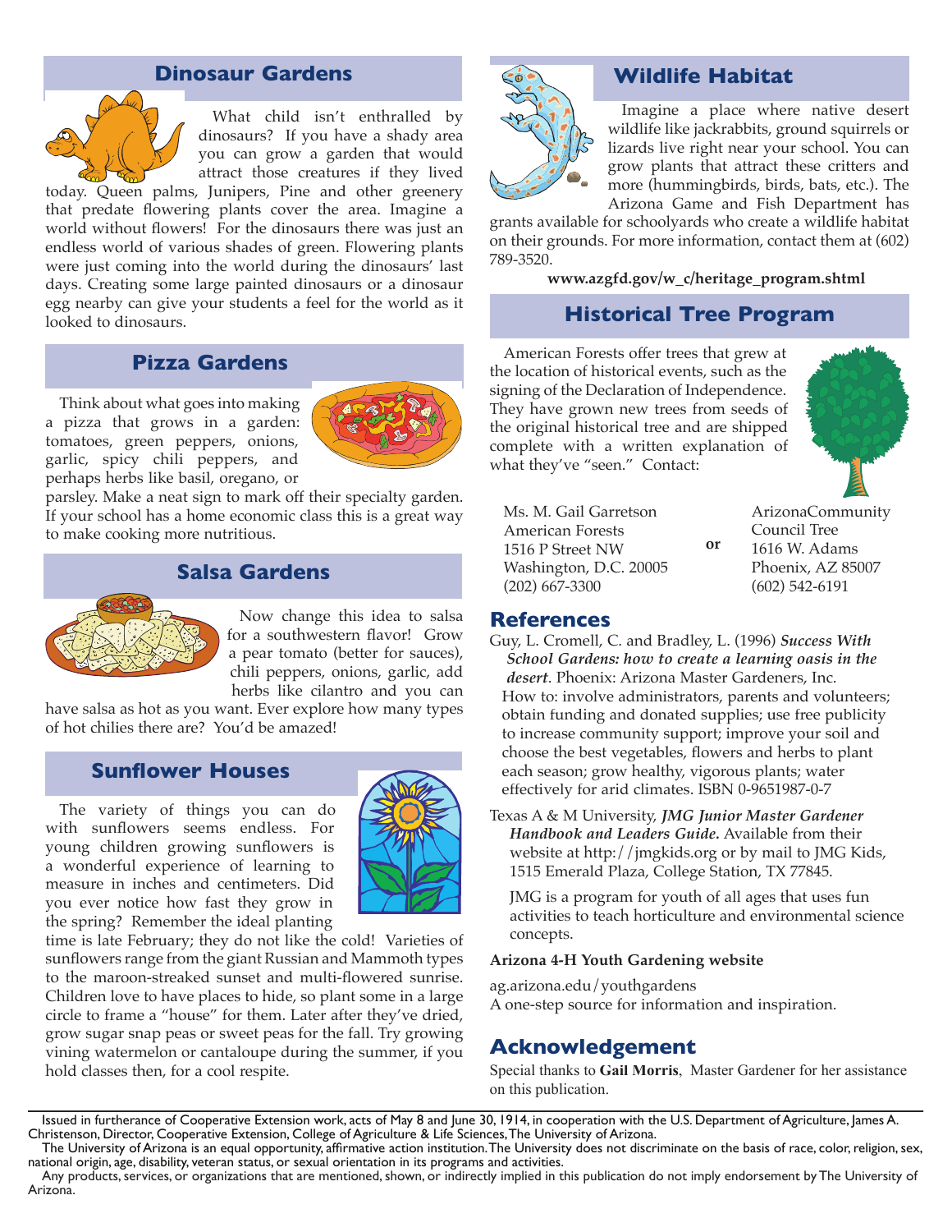## Dinosaur Gardens

What child isn't enthralled by dinosaurs? If you have a shady area you can grow a garden that would attract those creatures if they lived today. Queen palms, Junipers, Pine and other greenery that predate flowering plants cover the area. Imagine a world without flowers! For the dinosaurs there was just an endless world of various shades of green. Flowering plants were just coming into the world during the dinosaurs' last days. Creating some large painted dinosaurs or a dinosaur egg nearby can give your students a feel for the world as it looked to dinosaurs.

## Pizza Gardens

Think about what goes into making a pizza that grows in a garden: tomatoes, green peppers, onions, garlic, spicy chili peppers, and perhaps herbs like basil, oregano, or parsley. Make a neat sign to mark off their specialty garden. If your school has a home economic class this is a great way to make cooking more nutritious.

## Salsa Gardens

Now change this idea to salsa for a southwestern flavor! Grow a pear tomato (better for sauces), chili peppers, onions, garlic, add herbs like cilantro and you can have salsa as hot as you want. Ever explore how many types of hot chilies there are? You'd be amazed!

## Sunflower Houses

The variety of things you can do with sunflowers seems endless. For young children growing sunflowers is a wonderful experience of learning to measure in inches and centimeters. Did you ever notice how fast they grow in the spring? Remember the ideal planting time is late February; they do not like the cold! Varieties of sunflowers range from the giant Russian and Mammoth types to the maroon-streaked sunset and multi-flowered sunrise. Children love to have places to hide, so plant some in a large circle to frame a "house" for them. Later after they've dried, grow sugar snap peas or sweet peas for the fall. Try growing vining watermelon or cantaloupe during the summer, if you hold classes then, for a cool respite.

## Wildlife Habitat

Imagine a place where native desert wildlife like jackrabbits, ground squirrels or lizards live right near your school. You can grow plants that attract these critters and more (hummingbirds, birds, bats, etc.). The Arizona Game and Fish Department has grants available for schoolyards who create a wildlife habitat on their grounds. For more information, contact them at (602) 789-3520.

**www.azgfd.gov/w_c/heritage_program.shtml**

## Historical Tree Program

American Forests offer trees that grew at the location of historical events, such as the signing of the Declaration of Independence. They have grown new trees from seeds of the original historical tree and are shipped complete with a written explanation of what they've "seen." Contact:

Ms. M. Gail Garretson
American Forests
1516 P Street NW
Washington, D.C. 20005
(202) 667-3300

**or**

ArizonaCommunity
Council Tree
1616 W. Adams
Phoenix, AZ 85007
(602) 542-6191

## References

Guy, L. Cromell, C. and Bradley, L. (1996) ***Success With School Gardens: how to create a learning oasis in the desert***. Phoenix: Arizona Master Gardeners, Inc.
How to: involve administrators, parents and volunteers; obtain funding and donated supplies; use free publicity to increase community support; improve your soil and choose the best vegetables, flowers and herbs to plant each season; grow healthy, vigorous plants; water effectively for arid climates. ISBN 0-9651987-0-7

Texas A & M University, ***JMG Junior Master Gardener Handbook and Leaders Guide.*** Available from their website at http://jmgkids.org or by mail to JMG Kids, 1515 Emerald Plaza, College Station, TX 77845.

JMG is a program for youth of all ages that uses fun activities to teach horticulture and environmental science concepts.

**Arizona 4-H Youth Gardening website**

ag.arizona.edu/youthgardens
A one-step source for information and inspiration.

## Acknowledgement

Special thanks to **Gail Morris**, Master Gardener for her assistance on this publication.

Issued in furtherance of Cooperative Extension work, acts of May 8 and June 30, 1914, in cooperation with the U.S. Department of Agriculture, James A. Christenson, Director, Cooperative Extension, College of Agriculture & Life Sciences, The University of Arizona.

The University of Arizona is an equal opportunity, affirmative action institution. The University does not discriminate on the basis of race, color, religion, sex, national origin, age, disability, veteran status, or sexual orientation in its programs and activities.

Any products, services, or organizations that are mentioned, shown, or indirectly implied in this publication do not imply endorsement by The University of Arizona.